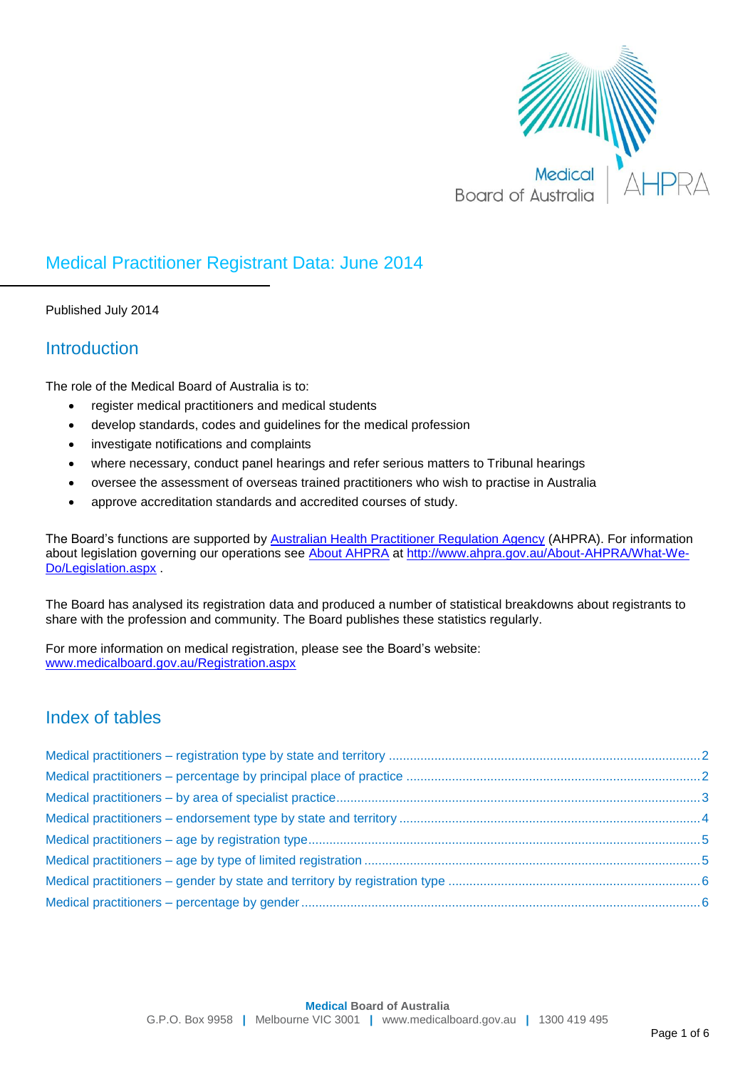# Medical Practitioner Registrant Data: June 2014

Published July 2014

## Introduction

The role of the Medical Board of Australia is to:

- register medical practitioners and medical students
- develop standards, codes and guidelines for the medical profession
- investigate notifications and complaints
- where necessary, conduct panel hearings and refer serious matters to Tribunal hearings
- oversee the assessment of overseas trained practitioners who wish to practise in Australia
- approve accreditation standards and accredited courses of study.

The Board's functions are supported by Australian Health Practitioner Regulation Agency (AHPRA). For information about legislation governing our operations see About AHPRA at http://www.ahpra.gov.au/About-AHPRA/What-We-Do/Legislation.aspx .

The Board has analysed its registration data and produced a number of statistical breakdowns about registrants to share with the profession and community. The Board publishes these statistics regularly.

For more information on medical registration, please see the Board's website: www.medicalboard.gov.au/Registration.aspx

## Index of tables

- Medical practitioners – registration type by state and territory .......... 2
- Medical practitioners – percentage by principal place of practice .......... 2
- Medical practitioners – by area of specialist practice .......... 3
- Medical practitioners – endorsement type by state and territory .......... 4
- Medical practitioners – age by registration type .......... 5
- Medical practitioners – age by type of limited registration .......... 5
- Medical practitioners – gender by state and territory by registration type .......... 6
- Medical practitioners – percentage by gender .......... 6

**Medical** Board of Australia
G.P.O. Box 9958 | Melbourne VIC 3001 | www.medicalboard.gov.au | 1300 419 495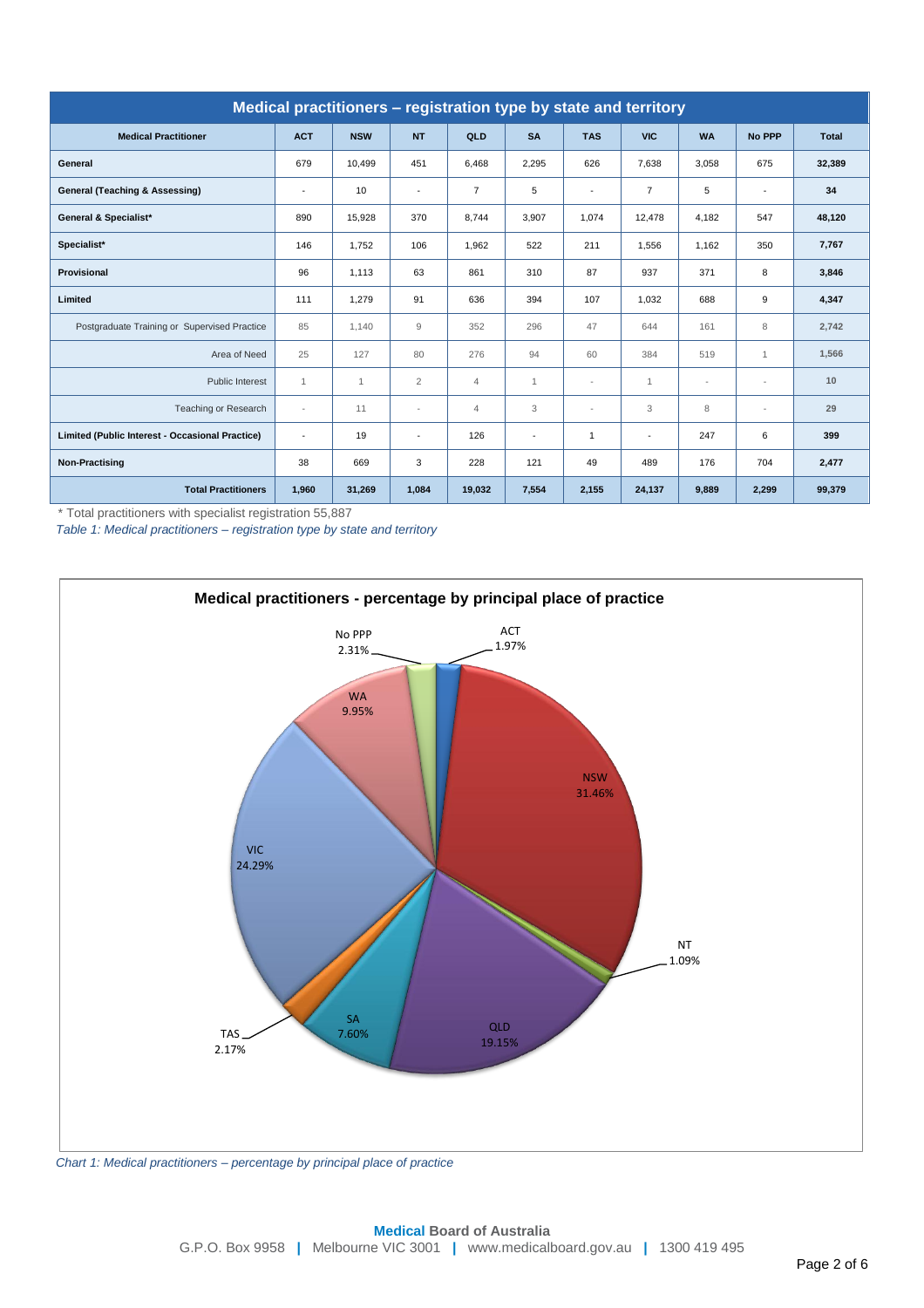| Medical practitioners – registration type by state and territory | | | | | | | | | | |
|---|---|---|---|---|---|---|---|---|---|---|
| **Medical Practitioner** | **ACT** | **NSW** | **NT** | **QLD** | **SA** | **TAS** | **VIC** | **WA** | **No PPP** | **Total** |
| **General** | 679 | 10,499 | 451 | 6,468 | 2,295 | 626 | 7,638 | 3,058 | 675 | **32,389** |
| **General (Teaching & Assessing)** | - | 10 | - | 7 | 5 | - | 7 | 5 | - | **34** |
| **General & Specialist*** | 890 | 15,928 | 370 | 8,744 | 3,907 | 1,074 | 12,478 | 4,182 | 547 | **48,120** |
| **Specialist*** | 146 | 1,752 | 106 | 1,962 | 522 | 211 | 1,556 | 1,162 | 350 | **7,767** |
| **Provisional** | 96 | 1,113 | 63 | 861 | 310 | 87 | 937 | 371 | 8 | **3,846** |
| **Limited** | 111 | 1,279 | 91 | 636 | 394 | 107 | 1,032 | 688 | 9 | **4,347** |
| Postgraduate Training or Supervised Practice | 85 | 1,140 | 9 | 352 | 296 | 47 | 644 | 161 | 8 | **2,742** |
| Area of Need | 25 | 127 | 80 | 276 | 94 | 60 | 384 | 519 | 1 | **1,566** |
| Public Interest | 1 | 1 | 2 | 4 | 1 | - | 1 | - | - | **10** |
| Teaching or Research | - | 11 | - | 4 | 3 | - | 3 | 8 | - | **29** |
| **Limited (Public Interest - Occasional Practice)** | - | 19 | - | 126 | - | 1 | - | 247 | 6 | **399** |
| **Non-Practising** | 38 | 669 | 3 | 228 | 121 | 49 | 489 | 176 | 704 | **2,477** |
| **Total Practitioners** | **1,960** | **31,269** | **1,084** | **19,032** | **7,554** | **2,155** | **24,137** | **9,889** | **2,299** | **99,379** |

\* Total practitioners with specialist registration 55,887

*Table 1: Medical practitioners – registration type by state and territory*

**Medical practitioners - percentage by principal place of practice**

| State/Territory | Percentage |
|---|---|
| ACT | 1.97% |
| NSW | 31.46% |
| NT | 1.09% |
| QLD | 19.15% |
| SA | 7.60% |
| TAS | 2.17% |
| VIC | 24.29% |
| WA | 9.95% |
| No PPP | 2.31% |

*Chart 1: Medical practitioners – percentage by principal place of practice*

**Medical** Board of Australia
G.P.O. Box 9958 | Melbourne VIC 3001 | www.medicalboard.gov.au | 1300 419 495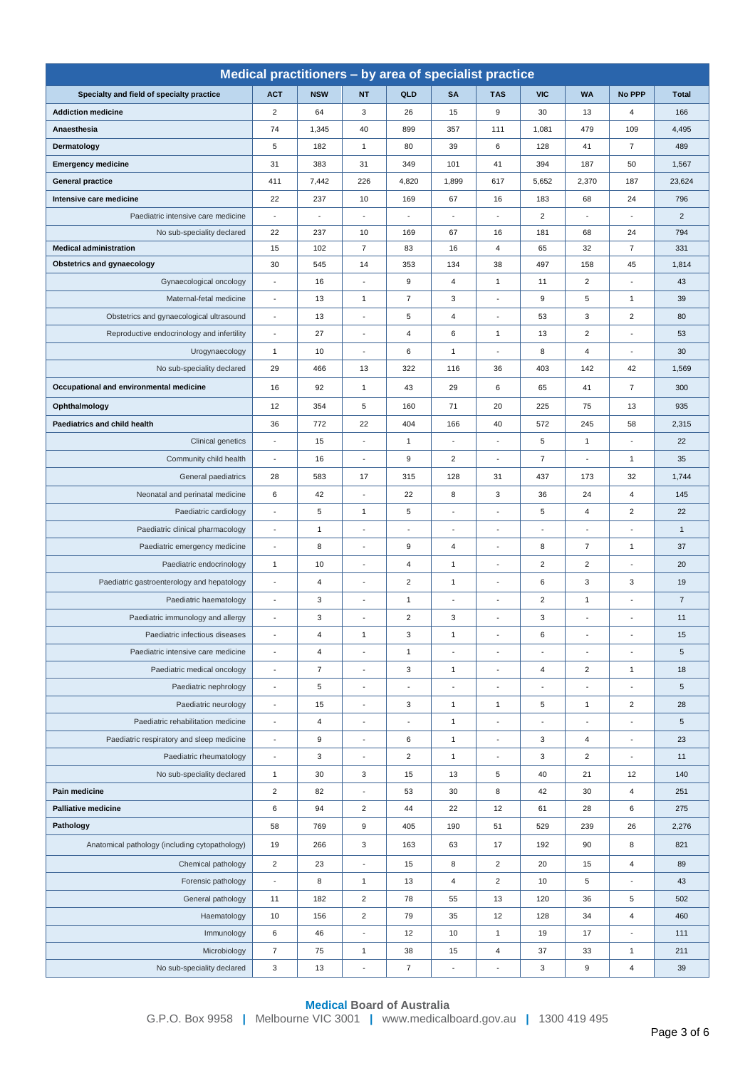## Medical practitioners – by area of specialist practice

| Specialty and field of specialty practice | ACT | NSW | NT | QLD | SA | TAS | VIC | WA | No PPP | Total |
|---|---|---|---|---|---|---|---|---|---|---|
| **Addiction medicine** | 2 | 64 | 3 | 26 | 15 | 9 | 30 | 13 | 4 | 166 |
| **Anaesthesia** | 74 | 1,345 | 40 | 899 | 357 | 111 | 1,081 | 479 | 109 | 4,495 |
| **Dermatology** | 5 | 182 | 1 | 80 | 39 | 6 | 128 | 41 | 7 | 489 |
| **Emergency medicine** | 31 | 383 | 31 | 349 | 101 | 41 | 394 | 187 | 50 | 1,567 |
| **General practice** | 411 | 7,442 | 226 | 4,820 | 1,899 | 617 | 5,652 | 2,370 | 187 | 23,624 |
| **Intensive care medicine** | 22 | 237 | 10 | 169 | 67 | 16 | 183 | 68 | 24 | 796 |
| Paediatric intensive care medicine | - | - | - | - | - | - | 2 | - | - | 2 |
| No sub-speciality declared | 22 | 237 | 10 | 169 | 67 | 16 | 181 | 68 | 24 | 794 |
| **Medical administration** | 15 | 102 | 7 | 83 | 16 | 4 | 65 | 32 | 7 | 331 |
| **Obstetrics and gynaecology** | 30 | 545 | 14 | 353 | 134 | 38 | 497 | 158 | 45 | 1,814 |
| Gynaecological oncology | - | 16 | - | 9 | 4 | 1 | 11 | 2 | - | 43 |
| Maternal-fetal medicine | - | 13 | 1 | 7 | 3 | - | 9 | 5 | 1 | 39 |
| Obstetrics and gynaecological ultrasound | - | 13 | - | 5 | 4 | - | 53 | 3 | 2 | 80 |
| Reproductive endocrinology and infertility | - | 27 | - | 4 | 6 | 1 | 13 | 2 | - | 53 |
| Urogynaecology | 1 | 10 | - | 6 | 1 | - | 8 | 4 | - | 30 |
| No sub-speciality declared | 29 | 466 | 13 | 322 | 116 | 36 | 403 | 142 | 42 | 1,569 |
| **Occupational and environmental medicine** | 16 | 92 | 1 | 43 | 29 | 6 | 65 | 41 | 7 | 300 |
| **Ophthalmology** | 12 | 354 | 5 | 160 | 71 | 20 | 225 | 75 | 13 | 935 |
| **Paediatrics and child health** | 36 | 772 | 22 | 404 | 166 | 40 | 572 | 245 | 58 | 2,315 |
| Clinical genetics | - | 15 | - | 1 | - | - | 5 | 1 | - | 22 |
| Community child health | - | 16 | - | 9 | 2 | - | 7 | - | 1 | 35 |
| General paediatrics | 28 | 583 | 17 | 315 | 128 | 31 | 437 | 173 | 32 | 1,744 |
| Neonatal and perinatal medicine | 6 | 42 | - | 22 | 8 | 3 | 36 | 24 | 4 | 145 |
| Paediatric cardiology | - | 5 | 1 | 5 | - | - | 5 | 4 | 2 | 22 |
| Paediatric clinical pharmacology | - | 1 | - | - | - | - | - | - | - | 1 |
| Paediatric emergency medicine | - | 8 | - | 9 | 4 | - | 8 | 7 | 1 | 37 |
| Paediatric endocrinology | 1 | 10 | - | 4 | 1 | - | 2 | 2 | - | 20 |
| Paediatric gastroenterology and hepatology | - | 4 | - | 2 | 1 | - | 6 | 3 | 3 | 19 |
| Paediatric haematology | - | 3 | - | 1 | - | - | 2 | 1 | - | 7 |
| Paediatric immunology and allergy | - | 3 | - | 2 | 3 | - | 3 | - | - | 11 |
| Paediatric infectious diseases | - | 4 | 1 | 3 | 1 | - | 6 | - | - | 15 |
| Paediatric intensive care medicine | - | 4 | - | 1 | - | - | - | - | - | 5 |
| Paediatric medical oncology | - | 7 | - | 3 | 1 | - | 4 | 2 | 1 | 18 |
| Paediatric nephrology | - | 5 | - | - | - | - | - | - | - | 5 |
| Paediatric neurology | - | 15 | - | 3 | 1 | 1 | 5 | 1 | 2 | 28 |
| Paediatric rehabilitation medicine | - | 4 | - | - | 1 | - | - | - | - | 5 |
| Paediatric respiratory and sleep medicine | - | 9 | - | 6 | 1 | - | 3 | 4 | - | 23 |
| Paediatric rheumatology | - | 3 | - | 2 | 1 | - | 3 | 2 | - | 11 |
| No sub-speciality declared | 1 | 30 | 3 | 15 | 13 | 5 | 40 | 21 | 12 | 140 |
| **Pain medicine** | 2 | 82 | - | 53 | 30 | 8 | 42 | 30 | 4 | 251 |
| **Palliative medicine** | 6 | 94 | 2 | 44 | 22 | 12 | 61 | 28 | 6 | 275 |
| **Pathology** | 58 | 769 | 9 | 405 | 190 | 51 | 529 | 239 | 26 | 2,276 |
| Anatomical pathology (including cytopathology) | 19 | 266 | 3 | 163 | 63 | 17 | 192 | 90 | 8 | 821 |
| Chemical pathology | 2 | 23 | - | 15 | 8 | 2 | 20 | 15 | 4 | 89 |
| Forensic pathology | - | 8 | 1 | 13 | 4 | 2 | 10 | 5 | - | 43 |
| General pathology | 11 | 182 | 2 | 78 | 55 | 13 | 120 | 36 | 5 | 502 |
| Haematology | 10 | 156 | 2 | 79 | 35 | 12 | 128 | 34 | 4 | 460 |
| Immunology | 6 | 46 | - | 12 | 10 | 1 | 19 | 17 | - | 111 |
| Microbiology | 7 | 75 | 1 | 38 | 15 | 4 | 37 | 33 | 1 | 211 |
| No sub-speciality declared | 3 | 13 | - | 7 | - | - | 3 | 9 | 4 | 39 |

**Medical** Board of Australia
G.P.O. Box 9958 | Melbourne VIC 3001 | www.medicalboard.gov.au | 1300 419 495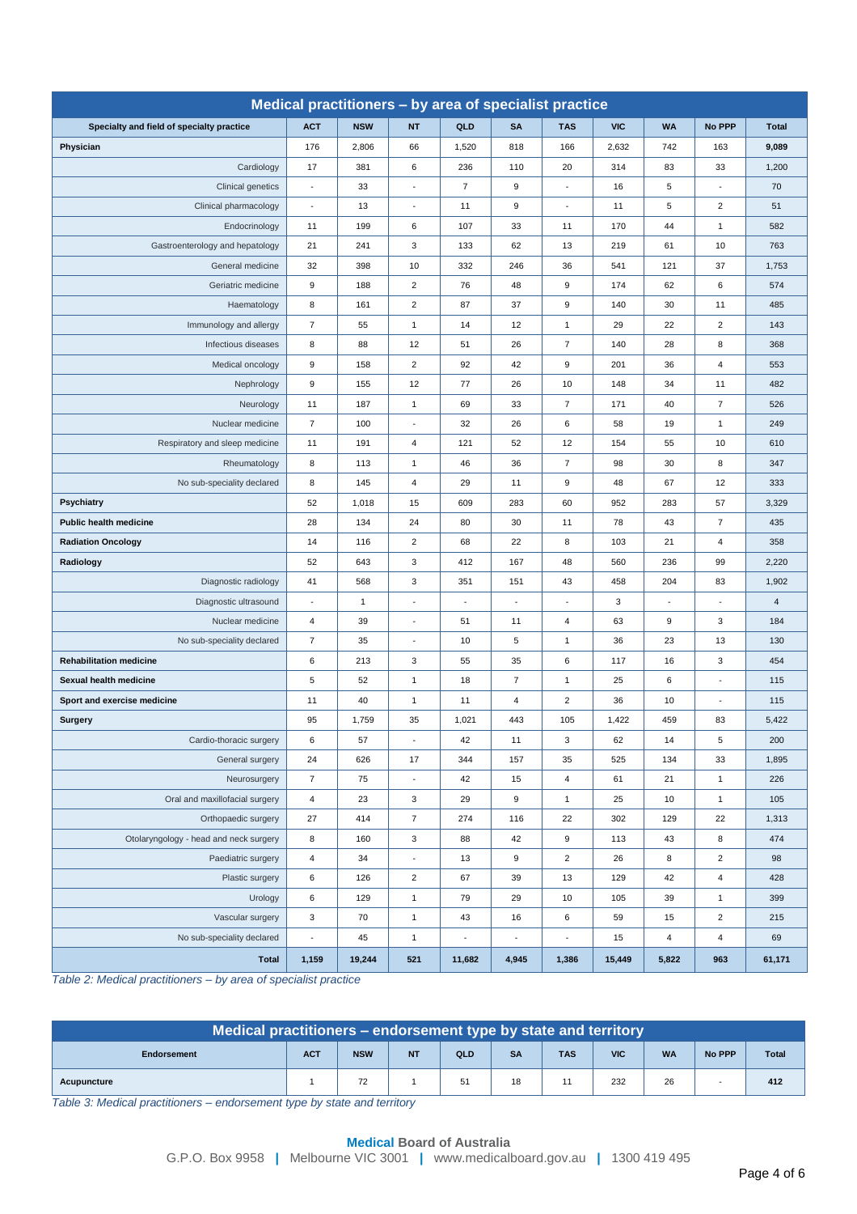## Medical practitioners – by area of specialist practice

| Specialty and field of specialty practice | ACT | NSW | NT | QLD | SA | TAS | VIC | WA | No PPP | Total |
|---|---|---|---|---|---|---|---|---|---|---|
| **Physician** | 176 | 2,806 | 66 | 1,520 | 818 | 166 | 2,632 | 742 | 163 | **9,089** |
| Cardiology | 17 | 381 | 6 | 236 | 110 | 20 | 314 | 83 | 33 | 1,200 |
| Clinical genetics | - | 33 | - | 7 | 9 | - | 16 | 5 | - | 70 |
| Clinical pharmacology | - | 13 | - | 11 | 9 | - | 11 | 5 | 2 | 51 |
| Endocrinology | 11 | 199 | 6 | 107 | 33 | 11 | 170 | 44 | 1 | 582 |
| Gastroenterology and hepatology | 21 | 241 | 3 | 133 | 62 | 13 | 219 | 61 | 10 | 763 |
| General medicine | 32 | 398 | 10 | 332 | 246 | 36 | 541 | 121 | 37 | 1,753 |
| Geriatric medicine | 9 | 188 | 2 | 76 | 48 | 9 | 174 | 62 | 6 | 574 |
| Haematology | 8 | 161 | 2 | 87 | 37 | 9 | 140 | 30 | 11 | 485 |
| Immunology and allergy | 7 | 55 | 1 | 14 | 12 | 1 | 29 | 22 | 2 | 143 |
| Infectious diseases | 8 | 88 | 12 | 51 | 26 | 7 | 140 | 28 | 8 | 368 |
| Medical oncology | 9 | 158 | 2 | 92 | 42 | 9 | 201 | 36 | 4 | 553 |
| Nephrology | 9 | 155 | 12 | 77 | 26 | 10 | 148 | 34 | 11 | 482 |
| Neurology | 11 | 187 | 1 | 69 | 33 | 7 | 171 | 40 | 7 | 526 |
| Nuclear medicine | 7 | 100 | - | 32 | 26 | 6 | 58 | 19 | 1 | 249 |
| Respiratory and sleep medicine | 11 | 191 | 4 | 121 | 52 | 12 | 154 | 55 | 10 | 610 |
| Rheumatology | 8 | 113 | 1 | 46 | 36 | 7 | 98 | 30 | 8 | 347 |
| No sub-speciality declared | 8 | 145 | 4 | 29 | 11 | 9 | 48 | 67 | 12 | 333 |
| **Psychiatry** | 52 | 1,018 | 15 | 609 | 283 | 60 | 952 | 283 | 57 | 3,329 |
| **Public health medicine** | 28 | 134 | 24 | 80 | 30 | 11 | 78 | 43 | 7 | 435 |
| **Radiation Oncology** | 14 | 116 | 2 | 68 | 22 | 8 | 103 | 21 | 4 | 358 |
| **Radiology** | 52 | 643 | 3 | 412 | 167 | 48 | 560 | 236 | 99 | 2,220 |
| Diagnostic radiology | 41 | 568 | 3 | 351 | 151 | 43 | 458 | 204 | 83 | 1,902 |
| Diagnostic ultrasound | - | 1 | - | - | - | - | 3 | - | - | 4 |
| Nuclear medicine | 4 | 39 | - | 51 | 11 | 4 | 63 | 9 | 3 | 184 |
| No sub-speciality declared | 7 | 35 | - | 10 | 5 | 1 | 36 | 23 | 13 | 130 |
| **Rehabilitation medicine** | 6 | 213 | 3 | 55 | 35 | 6 | 117 | 16 | 3 | 454 |
| **Sexual health medicine** | 5 | 52 | 1 | 18 | 7 | 1 | 25 | 6 | - | 115 |
| **Sport and exercise medicine** | 11 | 40 | 1 | 11 | 4 | 2 | 36 | 10 | - | 115 |
| **Surgery** | 95 | 1,759 | 35 | 1,021 | 443 | 105 | 1,422 | 459 | 83 | 5,422 |
| Cardio-thoracic surgery | 6 | 57 | - | 42 | 11 | 3 | 62 | 14 | 5 | 200 |
| General surgery | 24 | 626 | 17 | 344 | 157 | 35 | 525 | 134 | 33 | 1,895 |
| Neurosurgery | 7 | 75 | - | 42 | 15 | 4 | 61 | 21 | 1 | 226 |
| Oral and maxillofacial surgery | 4 | 23 | 3 | 29 | 9 | 1 | 25 | 10 | 1 | 105 |
| Orthopaedic surgery | 27 | 414 | 7 | 274 | 116 | 22 | 302 | 129 | 22 | 1,313 |
| Otolaryngology - head and neck surgery | 8 | 160 | 3 | 88 | 42 | 9 | 113 | 43 | 8 | 474 |
| Paediatric surgery | 4 | 34 | - | 13 | 9 | 2 | 26 | 8 | 2 | 98 |
| Plastic surgery | 6 | 126 | 2 | 67 | 39 | 13 | 129 | 42 | 4 | 428 |
| Urology | 6 | 129 | 1 | 79 | 29 | 10 | 105 | 39 | 1 | 399 |
| Vascular surgery | 3 | 70 | 1 | 43 | 16 | 6 | 59 | 15 | 2 | 215 |
| No sub-speciality declared | - | 45 | 1 | - | - | - | 15 | 4 | 4 | 69 |
| **Total** | **1,159** | **19,244** | **521** | **11,682** | **4,945** | **1,386** | **15,449** | **5,822** | **963** | **61,171** |

*Table 2: Medical practitioners – by area of specialist practice*

## Medical practitioners – endorsement type by state and territory

| Endorsement | ACT | NSW | NT | QLD | SA | TAS | VIC | WA | No PPP | Total |
|---|---|---|---|---|---|---|---|---|---|---|
| **Acupuncture** | 1 | 72 | 1 | 51 | 18 | 11 | 232 | 26 | - | **412** |

*Table 3: Medical practitioners – endorsement type by state and territory*

**Medical Board of Australia**
G.P.O. Box 9958 | Melbourne VIC 3001 | www.medicalboard.gov.au | 1300 419 495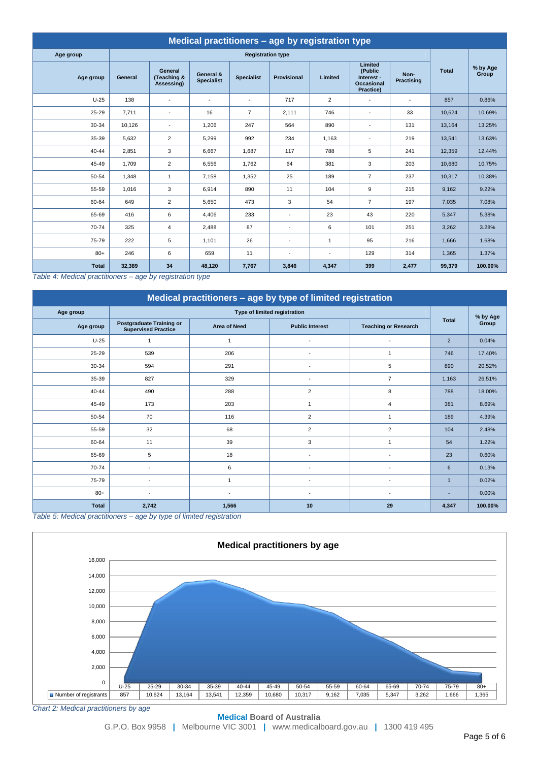## Medical practitioners – age by registration type

| Age group | Registration type | | | | | | | | Total | % by Age Group |
|---|---|---|---|---|---|---|---|---|---|---|
| Age group | General | General (Teaching & Assessing) | General & Specialist | Specialist | Provisional | Limited | Limited (Public Interest - Occasional Practice) | Non-Practising | | |
| U-25 | 138 | - | - | - | 717 | 2 | - | - | 857 | 0.86% |
| 25-29 | 7,711 | - | 16 | 7 | 2,111 | 746 | - | 33 | 10,624 | 10.69% |
| 30-34 | 10,126 | - | 1,206 | 247 | 564 | 890 | - | 131 | 13,164 | 13.25% |
| 35-39 | 5,632 | 2 | 5,299 | 992 | 234 | 1,163 | - | 219 | 13,541 | 13.63% |
| 40-44 | 2,851 | 3 | 6,667 | 1,687 | 117 | 788 | 5 | 241 | 12,359 | 12.44% |
| 45-49 | 1,709 | 2 | 6,556 | 1,762 | 64 | 381 | 3 | 203 | 10,680 | 10.75% |
| 50-54 | 1,348 | 1 | 7,158 | 1,352 | 25 | 189 | 7 | 237 | 10,317 | 10.38% |
| 55-59 | 1,016 | 3 | 6,914 | 890 | 11 | 104 | 9 | 215 | 9,162 | 9.22% |
| 60-64 | 649 | 2 | 5,650 | 473 | 3 | 54 | 7 | 197 | 7,035 | 7.08% |
| 65-69 | 416 | 6 | 4,406 | 233 | - | 23 | 43 | 220 | 5,347 | 5.38% |
| 70-74 | 325 | 4 | 2,488 | 87 | - | 6 | 101 | 251 | 3,262 | 3.28% |
| 75-79 | 222 | 5 | 1,101 | 26 | - | 1 | 95 | 216 | 1,666 | 1.68% |
| 80+ | 246 | 6 | 659 | 11 | - | - | 129 | 314 | 1,365 | 1.37% |
| **Total** | **32,389** | **34** | **48,120** | **7,767** | **3,846** | **4,347** | **399** | **2,477** | **99,379** | **100.00%** |

*Table 4: Medical practitioners – age by registration type*

## Medical practitioners – age by type of limited registration

| Age group | Type of limited registration | | | | Total | % by Age Group |
|---|---|---|---|---|---|---|
| Age group | Postgraduate Training or Supervised Practice | Area of Need | Public Interest | Teaching or Research | | |
| U-25 | 1 | 1 | - | - | 2 | 0.04% |
| 25-29 | 539 | 206 | - | 1 | 746 | 17.40% |
| 30-34 | 594 | 291 | - | 5 | 890 | 20.52% |
| 35-39 | 827 | 329 | - | 7 | 1,163 | 26.51% |
| 40-44 | 490 | 288 | 2 | 8 | 788 | 18.00% |
| 45-49 | 173 | 203 | 1 | 4 | 381 | 8.69% |
| 50-54 | 70 | 116 | 2 | 1 | 189 | 4.39% |
| 55-59 | 32 | 68 | 2 | 2 | 104 | 2.48% |
| 60-64 | 11 | 39 | 3 | 1 | 54 | 1.22% |
| 65-69 | 5 | 18 | - | - | 23 | 0.60% |
| 70-74 | - | 6 | - | - | 6 | 0.13% |
| 75-79 | - | 1 | - | - | 1 | 0.02% |
| 80+ | - | - | - | - | - | 0.00% |
| **Total** | **2,742** | **1,566** | **10** | **29** | **4,347** | **100.00%** |

*Table 5: Medical practitioners – age by type of limited registration*

### Medical practitioners by age

| | U-25 | 25-29 | 30-34 | 35-39 | 40-44 | 45-49 | 50-54 | 55-59 | 60-64 | 65-69 | 70-74 | 75-79 | 80+ |
|---|---|---|---|---|---|---|---|---|---|---|---|---|---|
| Number of registrants | 857 | 10,624 | 13,164 | 13,541 | 12,359 | 10,680 | 10,317 | 9,162 | 7,035 | 5,347 | 3,262 | 1,666 | 1,365 |

*Chart 2: Medical practitioners by age*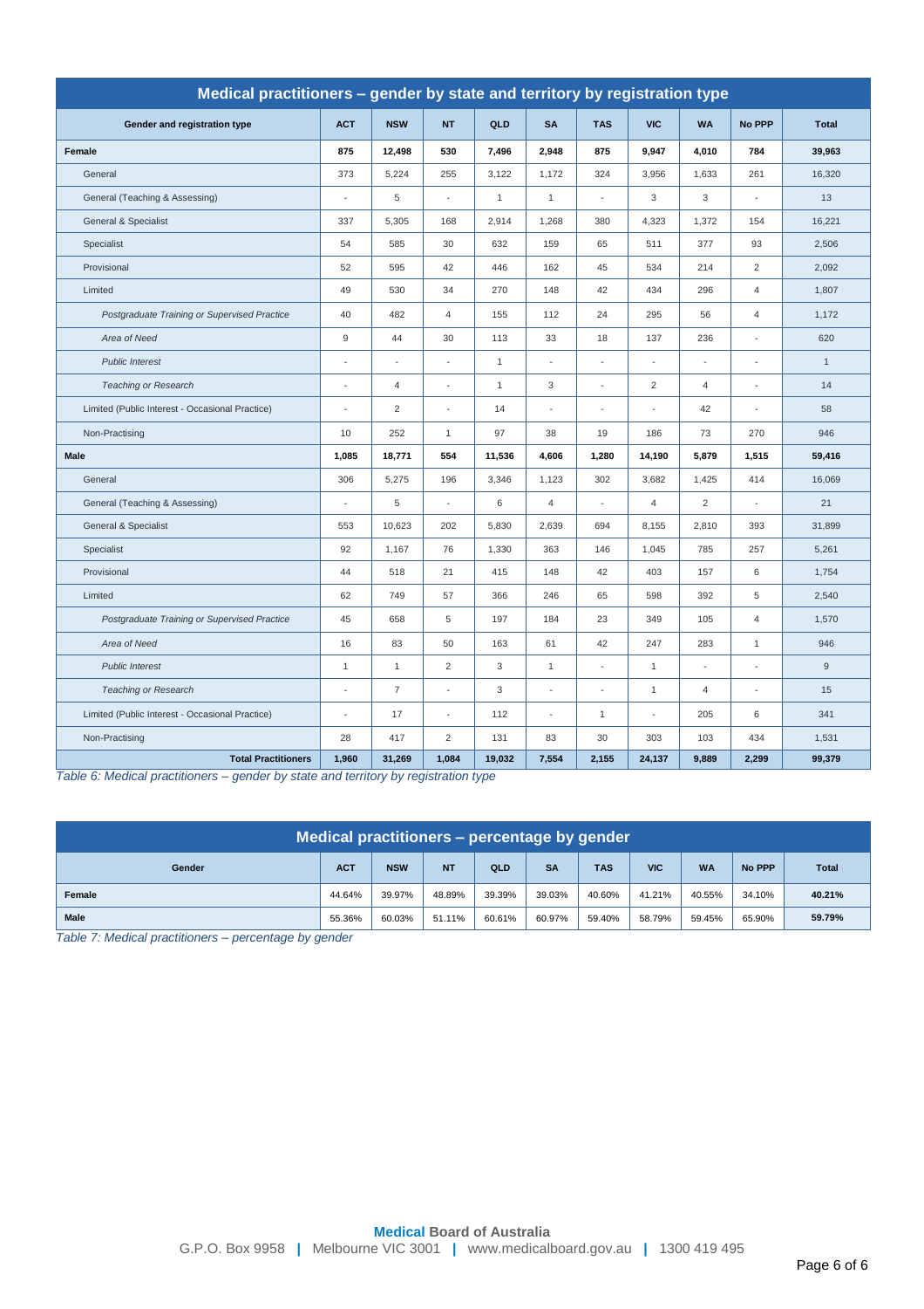| Medical practitioners – gender by state and territory by registration type | | | | | | | | | | |
|---|---|---|---|---|---|---|---|---|---|---|
| **Gender and registration type** | **ACT** | **NSW** | **NT** | **QLD** | **SA** | **TAS** | **VIC** | **WA** | **No PPP** | **Total** |
| **Female** | **875** | **12,498** | **530** | **7,496** | **2,948** | **875** | **9,947** | **4,010** | **784** | **39,963** |
| General | 373 | 5,224 | 255 | 3,122 | 1,172 | 324 | 3,956 | 1,633 | 261 | 16,320 |
| General (Teaching & Assessing) | - | 5 | - | 1 | 1 | - | 3 | 3 | - | 13 |
| General & Specialist | 337 | 5,305 | 168 | 2,914 | 1,268 | 380 | 4,323 | 1,372 | 154 | 16,221 |
| Specialist | 54 | 585 | 30 | 632 | 159 | 65 | 511 | 377 | 93 | 2,506 |
| Provisional | 52 | 595 | 42 | 446 | 162 | 45 | 534 | 214 | 2 | 2,092 |
| Limited | 49 | 530 | 34 | 270 | 148 | 42 | 434 | 296 | 4 | 1,807 |
| *Postgraduate Training or Supervised Practice* | 40 | 482 | 4 | 155 | 112 | 24 | 295 | 56 | 4 | 1,172 |
| *Area of Need* | 9 | 44 | 30 | 113 | 33 | 18 | 137 | 236 | - | 620 |
| *Public Interest* | - | - | - | 1 | - | - | - | - | - | 1 |
| *Teaching or Research* | - | 4 | - | 1 | 3 | - | 2 | 4 | - | 14 |
| Limited (Public Interest - Occasional Practice) | - | 2 | - | 14 | - | - | - | 42 | - | 58 |
| Non-Practising | 10 | 252 | 1 | 97 | 38 | 19 | 186 | 73 | 270 | 946 |
| **Male** | **1,085** | **18,771** | **554** | **11,536** | **4,606** | **1,280** | **14,190** | **5,879** | **1,515** | **59,416** |
| General | 306 | 5,275 | 196 | 3,346 | 1,123 | 302 | 3,682 | 1,425 | 414 | 16,069 |
| General (Teaching & Assessing) | - | 5 | - | 6 | 4 | - | 4 | 2 | - | 21 |
| General & Specialist | 553 | 10,623 | 202 | 5,830 | 2,639 | 694 | 8,155 | 2,810 | 393 | 31,899 |
| Specialist | 92 | 1,167 | 76 | 1,330 | 363 | 146 | 1,045 | 785 | 257 | 5,261 |
| Provisional | 44 | 518 | 21 | 415 | 148 | 42 | 403 | 157 | 6 | 1,754 |
| Limited | 62 | 749 | 57 | 366 | 246 | 65 | 598 | 392 | 5 | 2,540 |
| *Postgraduate Training or Supervised Practice* | 45 | 658 | 5 | 197 | 184 | 23 | 349 | 105 | 4 | 1,570 |
| *Area of Need* | 16 | 83 | 50 | 163 | 61 | 42 | 247 | 283 | 1 | 946 |
| *Public Interest* | 1 | 1 | 2 | 3 | 1 | - | 1 | - | - | 9 |
| *Teaching or Research* | - | 7 | - | 3 | - | - | 1 | 4 | - | 15 |
| Limited (Public Interest - Occasional Practice) | - | 17 | - | 112 | - | 1 | - | 205 | 6 | 341 |
| Non-Practising | 28 | 417 | 2 | 131 | 83 | 30 | 303 | 103 | 434 | 1,531 |
| **Total Practitioners** | **1,960** | **31,269** | **1,084** | **19,032** | **7,554** | **2,155** | **24,137** | **9,889** | **2,299** | **99,379** |

*Table 6: Medical practitioners – gender by state and territory by registration type*

| Medical practitioners – percentage by gender | | | | | | | | | | |
|---|---|---|---|---|---|---|---|---|---|---|
| **Gender** | **ACT** | **NSW** | **NT** | **QLD** | **SA** | **TAS** | **VIC** | **WA** | **No PPP** | **Total** |
| **Female** | 44.64% | 39.97% | 48.89% | 39.39% | 39.03% | 40.60% | 41.21% | 40.55% | 34.10% | **40.21%** |
| **Male** | 55.36% | 60.03% | 51.11% | 60.61% | 60.97% | 59.40% | 58.79% | 59.45% | 65.90% | **59.79%** |

*Table 7: Medical practitioners – percentage by gender*

**Medical Board of Australia**
G.P.O. Box 9958 | Melbourne VIC 3001 | www.medicalboard.gov.au | 1300 419 495